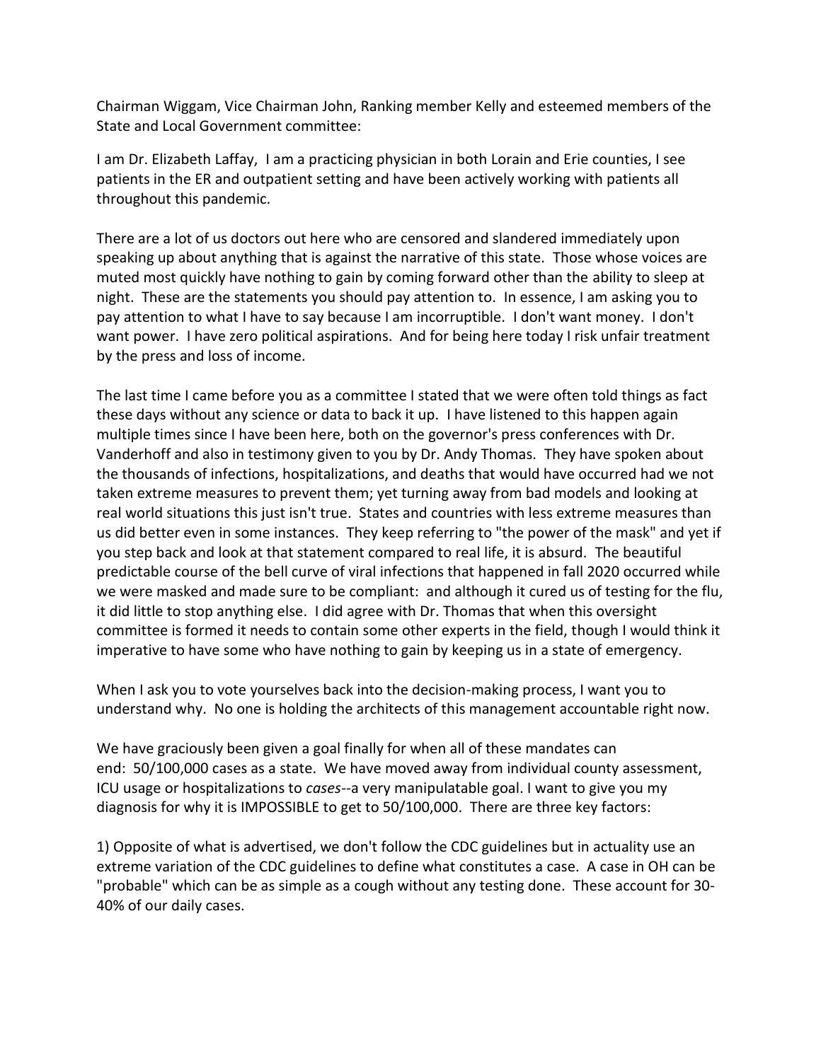Chairman Wiggam, Vice Chairman John, Ranking member Kelly and esteemed members of the State and Local Government committee:

I am Dr. Elizabeth Laffay, I am a practicing physician in both Lorain and Erie counties, I see patients in the ER and outpatient setting and have been actively working with patients all throughout this pandemic.

There are a lot of us doctors out here who are censored and slandered immediately upon speaking up about anything that is against the narrative of this state. Those whose voices are muted most quickly have nothing to gain by coming forward other than the ability to sleep at night. These are the statements you should pay attention to. In essence, I am asking you to pay attention to what I have to say because I am incorruptible. I don't want money. I don't want power. I have zero political aspirations. And for being here today I risk unfair treatment by the press and loss of income.

The last time I came before you as a committee I stated that we were often told things as fact these days without any science or data to back it up. I have listened to this happen again multiple times since I have been here, both on the governor's press conferences with Dr. Vanderhoff and also in testimony given to you by Dr. Andy Thomas. They have spoken about the thousands of infections, hospitalizations, and deaths that would have occurred had we not taken extreme measures to prevent them; yet turning away from bad models and looking at real world situations this just isn't true. States and countries with less extreme measures than us did better even in some instances. They keep referring to "the power of the mask" and yet if you step back and look at that statement compared to real life, it is absurd. The beautiful predictable course of the bell curve of viral infections that happened in fall 2020 occurred while we were masked and made sure to be compliant: and although it cured us of testing for the flu, it did little to stop anything else. I did agree with Dr. Thomas that when this oversight committee is formed it needs to contain some other experts in the field, though I would think it imperative to have some who have nothing to gain by keeping us in a state of emergency.

When I ask you to vote yourselves back into the decision-making process, I want you to understand why. No one is holding the architects of this management accountable right now.

We have graciously been given a goal finally for when all of these mandates can end: 50/100,000 cases as a state. We have moved away from individual county assessment, ICU usage or hospitalizations to *cases*--a very manipulatable goal. I want to give you my diagnosis for why it is IMPOSSIBLE to get to 50/100,000. There are three key factors:

1) Opposite of what is advertised, we don't follow the CDC guidelines but in actuality use an extreme variation of the CDC guidelines to define what constitutes a case. A case in OH can be "probable" which can be as simple as a cough without any testing done. These account for 30-40% of our daily cases.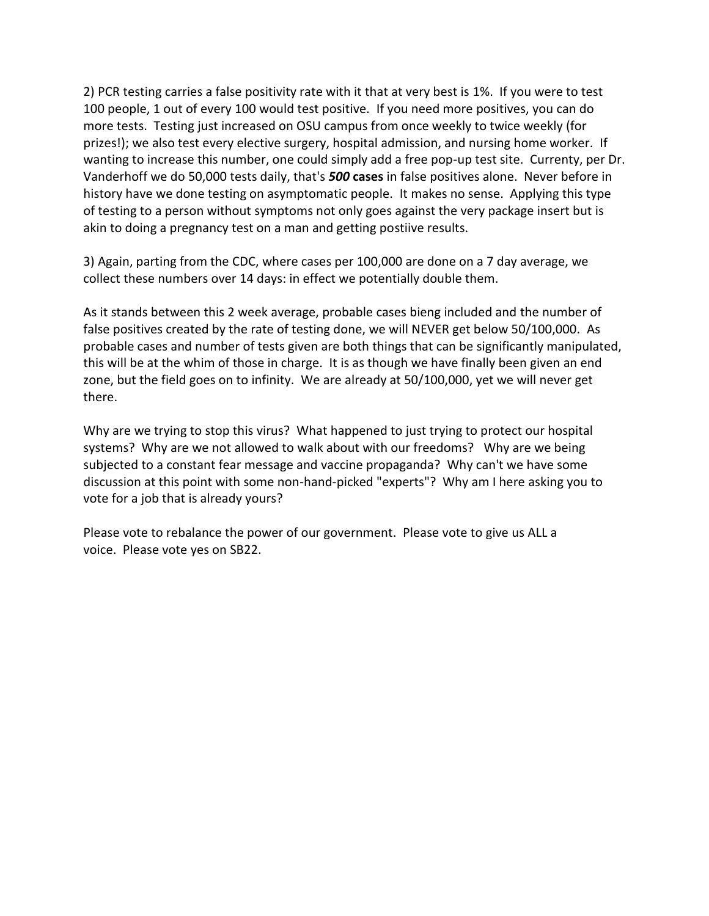2) PCR testing carries a false positivity rate with it that at very best is 1%. If you were to test 100 people, 1 out of every 100 would test positive. If you need more positives, you can do more tests. Testing just increased on OSU campus from once weekly to twice weekly (for prizes!); we also test every elective surgery, hospital admission, and nursing home worker. If wanting to increase this number, one could simply add a free pop-up test site. Currenty, per Dr. Vanderhoff we do 50,000 tests daily, that's ***500* cases** in false positives alone. Never before in history have we done testing on asymptomatic people. It makes no sense. Applying this type of testing to a person without symptoms not only goes against the very package insert but is akin to doing a pregnancy test on a man and getting postiive results.

3) Again, parting from the CDC, where cases per 100,000 are done on a 7 day average, we collect these numbers over 14 days: in effect we potentially double them.

As it stands between this 2 week average, probable cases bieng included and the number of false positives created by the rate of testing done, we will NEVER get below 50/100,000. As probable cases and number of tests given are both things that can be significantly manipulated, this will be at the whim of those in charge. It is as though we have finally been given an end zone, but the field goes on to infinity. We are already at 50/100,000, yet we will never get there.

Why are we trying to stop this virus? What happened to just trying to protect our hospital systems? Why are we not allowed to walk about with our freedoms? Why are we being subjected to a constant fear message and vaccine propaganda? Why can't we have some discussion at this point with some non-hand-picked "experts"? Why am I here asking you to vote for a job that is already yours?

Please vote to rebalance the power of our government. Please vote to give us ALL a voice. Please vote yes on SB22.